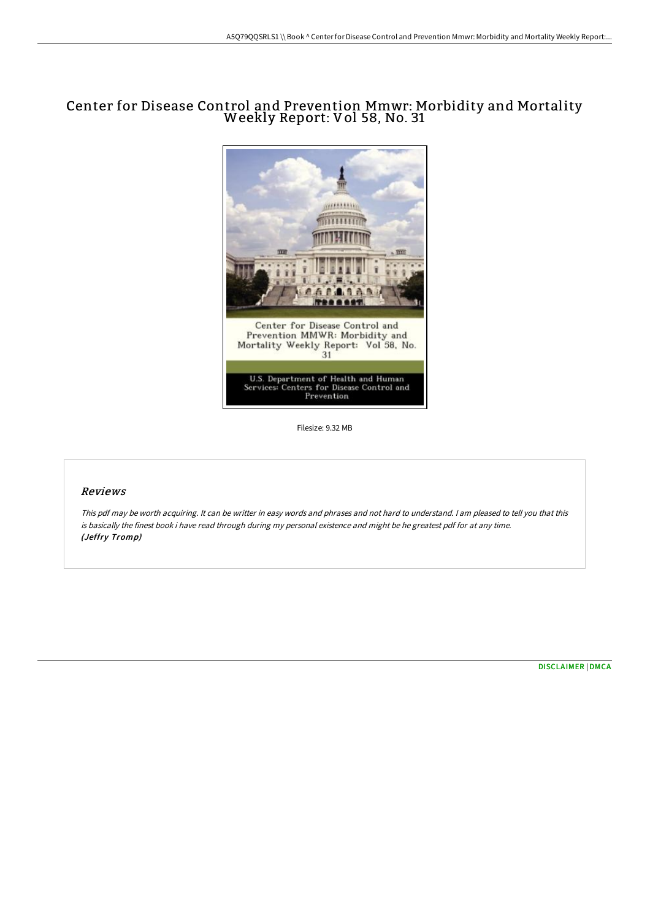# Center for Disease Control and Prevention Mmwr: Morbidity and Mortality Weekly Report: Vol 58, No. 31

Filesize: 9.32 MB

## *Reviews*

*This pdf may be worth acquiring. It can be writter in easy words and phrases and not hard to understand. I am pleased to tell you that this is basically the finest book i have read through during my personal existence and might be he greatest pdf for at any time.*
***(Jeffry Tromp)***

[DISCLAIMER](#) | [DMCA](#)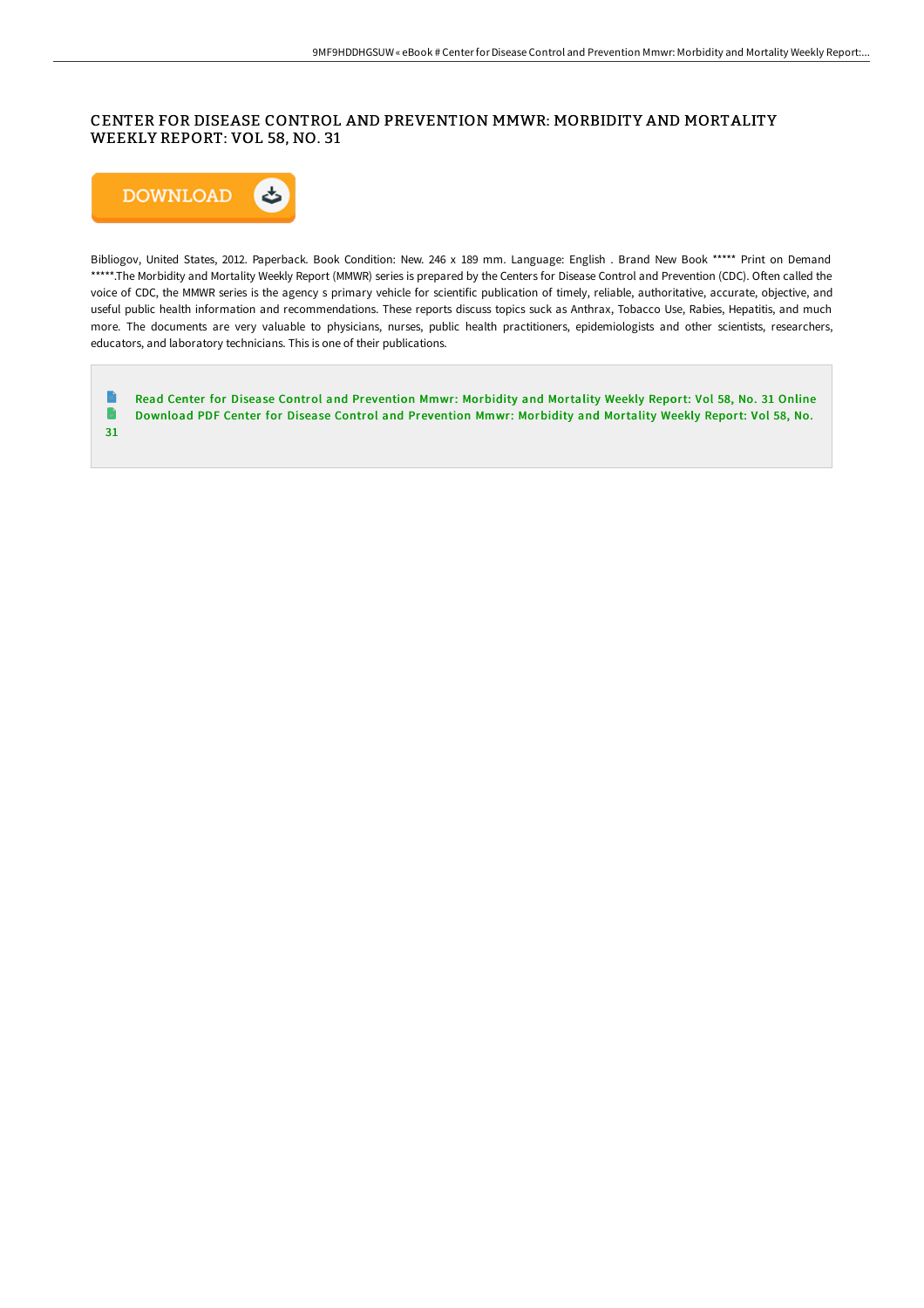# CENTER FOR DISEASE CONTROL AND PREVENTION MMWR: MORBIDITY AND MORTALITY WEEKLY REPORT: VOL 58, NO. 31

Bibliogov, United States, 2012. Paperback. Book Condition: New. 246 x 189 mm. Language: English . Brand New Book ***** Print on Demand *****.The Morbidity and Mortality Weekly Report (MMWR) series is prepared by the Centers for Disease Control and Prevention (CDC). Often called the voice of CDC, the MMWR series is the agency s primary vehicle for scientific publication of timely, reliable, authoritative, accurate, objective, and useful public health information and recommendations. These reports discuss topics suck as Anthrax, Tobacco Use, Rabies, Hepatitis, and much more. The documents are very valuable to physicians, nurses, public health practitioners, epidemiologists and other scientists, researchers, educators, and laboratory technicians. This is one of their publications.

Read Center for Disease Control and Prevention Mmwr: Morbidity and Mortality Weekly Report: Vol 58, No. 31 Online

Download PDF Center for Disease Control and Prevention Mmwr: Morbidity and Mortality Weekly Report: Vol 58, No. 31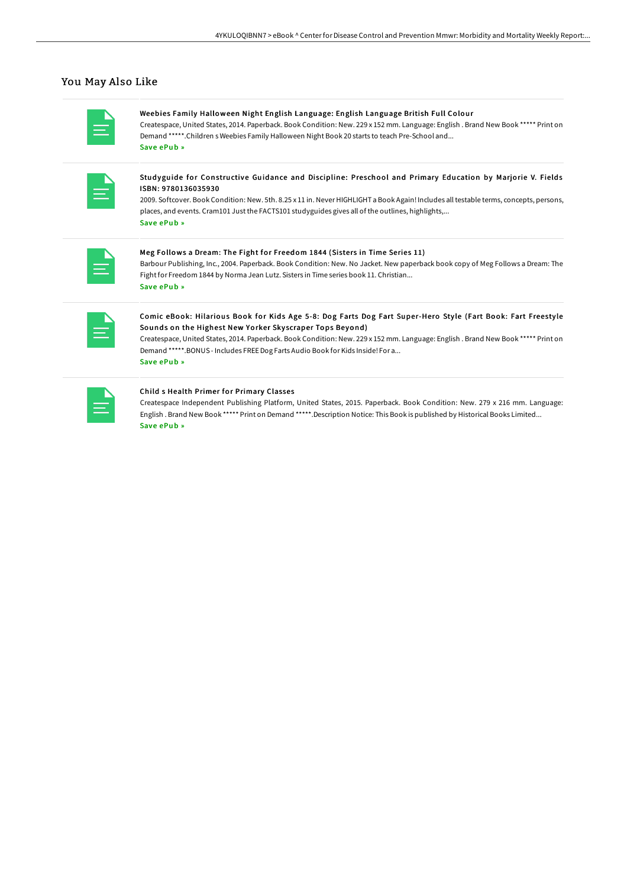## You May Also Like

**Weebies Family Halloween Night English Language: English Language British Full Colour**

Createspace, United States, 2014. Paperback. Book Condition: New. 229 x 152 mm. Language: English . Brand New Book ***** Print on Demand *****.Children s Weebies Family Halloween Night Book 20 starts to teach Pre-School and...

Save ePub »

**Studyguide for Constructive Guidance and Discipline: Preschool and Primary Education by Marjorie V. Fields ISBN: 9780136035930**

2009. Softcover. Book Condition: New. 5th. 8.25 x 11 in. Never HIGHLIGHT a Book Again! Includes all testable terms, concepts, persons, places, and events. Cram101 Just the FACTS101 studyguides gives all of the outlines, highlights,...

Save ePub »

**Meg Follows a Dream: The Fight for Freedom 1844 (Sisters in Time Series 11)**

Barbour Publishing, Inc., 2004. Paperback. Book Condition: New. No Jacket. New paperback book copy of Meg Follows a Dream: The Fight for Freedom 1844 by Norma Jean Lutz. Sisters in Time series book 11. Christian...

Save ePub »

**Comic eBook: Hilarious Book for Kids Age 5-8: Dog Farts Dog Fart Super-Hero Style (Fart Book: Fart Freestyle Sounds on the Highest New Yorker Skyscraper Tops Beyond)**

Createspace, United States, 2014. Paperback. Book Condition: New. 229 x 152 mm. Language: English . Brand New Book ***** Print on Demand *****.BONUS - Includes FREE Dog Farts Audio Book for Kids Inside! For a...

Save ePub »

**Child s Health Primer for Primary Classes**

Createspace Independent Publishing Platform, United States, 2015. Paperback. Book Condition: New. 279 x 216 mm. Language: English . Brand New Book ***** Print on Demand *****.Description Notice: This Book is published by Historical Books Limited...

Save ePub »